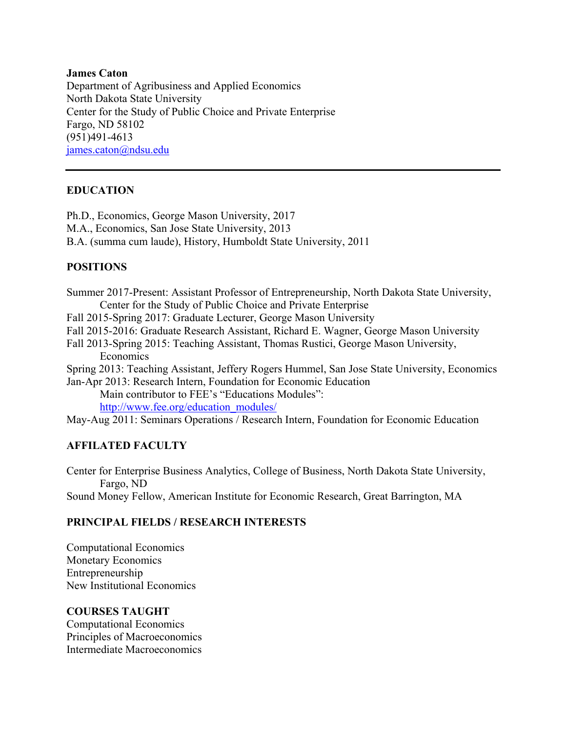**James Caton**
Department of Agribusiness and Applied Economics
North Dakota State University
Center for the Study of Public Choice and Private Enterprise
Fargo, ND 58102
(951)491-4613
james.caton@ndsu.edu

---

## EDUCATION

Ph.D., Economics, George Mason University, 2017
M.A., Economics, San Jose State University, 2013
B.A. (summa cum laude), History, Humboldt State University, 2011

## POSITIONS

Summer 2017-Present: Assistant Professor of Entrepreneurship, North Dakota State University, Center for the Study of Public Choice and Private Enterprise
Fall 2015-Spring 2017: Graduate Lecturer, George Mason University
Fall 2015-2016: Graduate Research Assistant, Richard E. Wagner, George Mason University
Fall 2013-Spring 2015: Teaching Assistant, Thomas Rustici, George Mason University, Economics
Spring 2013: Teaching Assistant, Jeffery Rogers Hummel, San Jose State University, Economics
Jan-Apr 2013: Research Intern, Foundation for Economic Education
Main contributor to FEE's "Educations Modules": http://www.fee.org/education_modules/
May-Aug 2011: Seminars Operations / Research Intern, Foundation for Economic Education

## AFFILATED FACULTY

Center for Enterprise Business Analytics, College of Business, North Dakota State University, Fargo, ND
Sound Money Fellow, American Institute for Economic Research, Great Barrington, MA

## PRINCIPAL FIELDS / RESEARCH INTERESTS

Computational Economics
Monetary Economics
Entrepreneurship
New Institutional Economics

## COURSES TAUGHT

Computational Economics
Principles of Macroeconomics
Intermediate Macroeconomics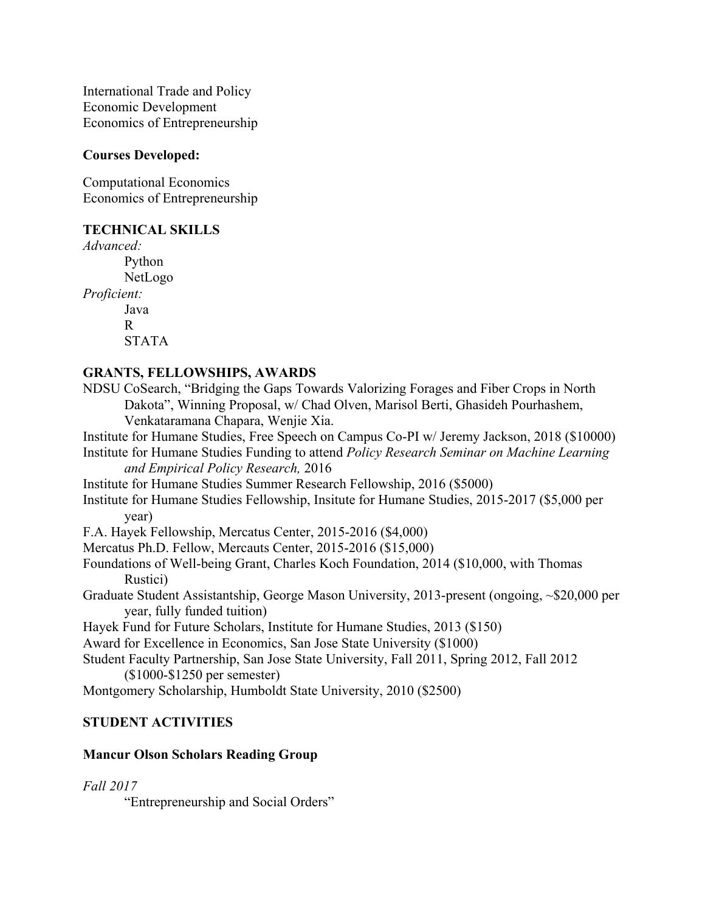International Trade and Policy
Economic Development
Economics of Entrepreneurship

**Courses Developed:**

Computational Economics
Economics of Entrepreneurship

## TECHNICAL SKILLS

*Advanced:*

- Python
- NetLogo

*Proficient:*

- Java
- R
- STATA

## GRANTS, FELLOWSHIPS, AWARDS

NDSU CoSearch, "Bridging the Gaps Towards Valorizing Forages and Fiber Crops in North Dakota", Winning Proposal, w/ Chad Olven, Marisol Berti, Ghasideh Pourhashem, Venkataramana Chapara, Wenjie Xia.

Institute for Humane Studies, Free Speech on Campus Co-PI w/ Jeremy Jackson, 2018 ($10000)

Institute for Humane Studies Funding to attend *Policy Research Seminar on Machine Learning and Empirical Policy Research,* 2016

Institute for Humane Studies Summer Research Fellowship, 2016 ($5000)

Institute for Humane Studies Fellowship, Insitute for Humane Studies, 2015-2017 ($5,000 per year)

F.A. Hayek Fellowship, Mercatus Center, 2015-2016 ($4,000)

Mercatus Ph.D. Fellow, Mercauts Center, 2015-2016 ($15,000)

Foundations of Well-being Grant, Charles Koch Foundation, 2014 ($10,000, with Thomas Rustici)

Graduate Student Assistantship, George Mason University, 2013-present (ongoing, ~$20,000 per year, fully funded tuition)

Hayek Fund for Future Scholars, Institute for Humane Studies, 2013 ($150)

Award for Excellence in Economics, San Jose State University ($1000)

Student Faculty Partnership, San Jose State University, Fall 2011, Spring 2012, Fall 2012 ($1000-$1250 per semester)

Montgomery Scholarship, Humboldt State University, 2010 ($2500)

## STUDENT ACTIVITIES

### Mancur Olson Scholars Reading Group

*Fall 2017*

"Entrepreneurship and Social Orders"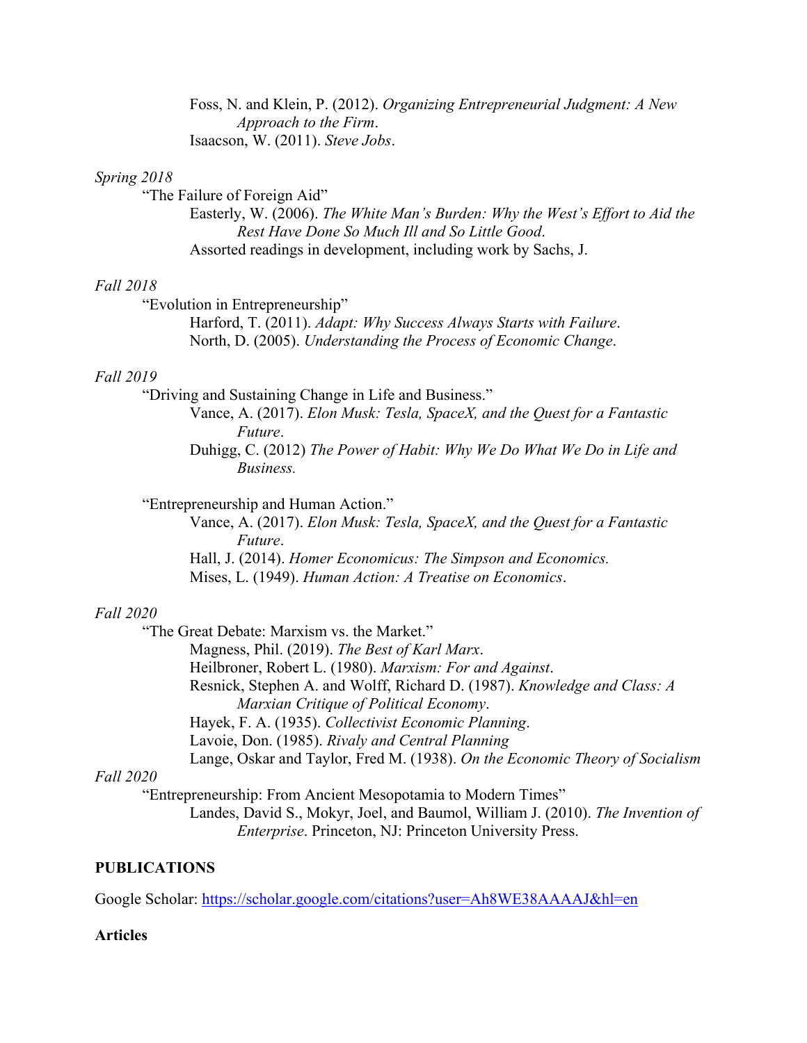Foss, N. and Klein, P. (2012). *Organizing Entrepreneurial Judgment: A New Approach to the Firm*.

Isaacson, W. (2011). *Steve Jobs*.

*Spring 2018*

"The Failure of Foreign Aid"

Easterly, W. (2006). *The White Man's Burden: Why the West's Effort to Aid the Rest Have Done So Much Ill and So Little Good*.

Assorted readings in development, including work by Sachs, J.

*Fall 2018*

"Evolution in Entrepreneurship"

Harford, T. (2011). *Adapt: Why Success Always Starts with Failure*.

North, D. (2005). *Understanding the Process of Economic Change*.

*Fall 2019*

"Driving and Sustaining Change in Life and Business."

Vance, A. (2017). *Elon Musk: Tesla, SpaceX, and the Quest for a Fantastic Future*.

Duhigg, C. (2012) *The Power of Habit: Why We Do What We Do in Life and Business.*

"Entrepreneurship and Human Action."

Vance, A. (2017). *Elon Musk: Tesla, SpaceX, and the Quest for a Fantastic Future*.

Hall, J. (2014). *Homer Economicus: The Simpson and Economics.*

Mises, L. (1949). *Human Action: A Treatise on Economics*.

*Fall 2020*

"The Great Debate: Marxism vs. the Market."

Magness, Phil. (2019). *The Best of Karl Marx*.

Heilbroner, Robert L. (1980). *Marxism: For and Against*.

Resnick, Stephen A. and Wolff, Richard D. (1987). *Knowledge and Class: A Marxian Critique of Political Economy*.

Hayek, F. A. (1935). *Collectivist Economic Planning*.

Lavoie, Don. (1985). *Rivalry and Central Planning*

Lange, Oskar and Taylor, Fred M. (1938). *On the Economic Theory of Socialism*

*Fall 2020*

"Entrepreneurship: From Ancient Mesopotamia to Modern Times"

Landes, David S., Mokyr, Joel, and Baumol, William J. (2010). *The Invention of Enterprise*. Princeton, NJ: Princeton University Press.

**PUBLICATIONS**

Google Scholar: https://scholar.google.com/citations?user=Ah8WE38AAAAJ&hl=en

**Articles**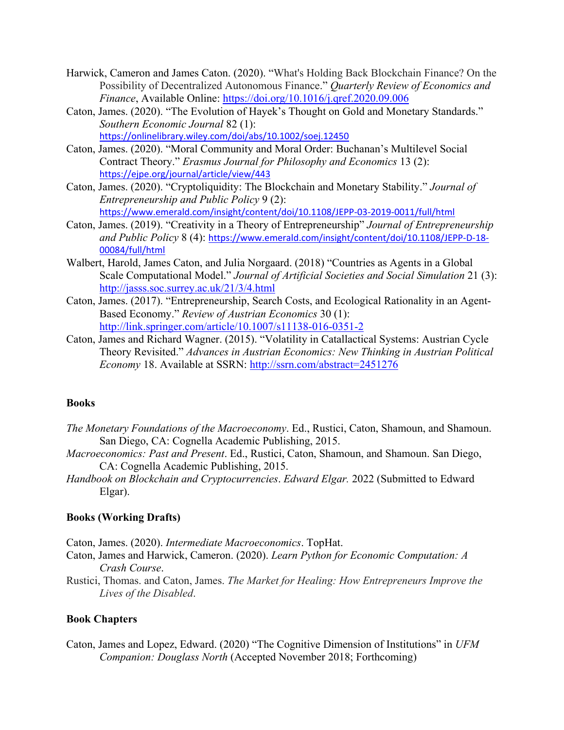Harwick, Cameron and James Caton. (2020). "What's Holding Back Blockchain Finance? On the Possibility of Decentralized Autonomous Finance." *Quarterly Review of Economics and Finance*, Available Online: https://doi.org/10.1016/j.qref.2020.09.006

Caton, James. (2020). "The Evolution of Hayek's Thought on Gold and Monetary Standards." *Southern Economic Journal* 82 (1): https://onlinelibrary.wiley.com/doi/abs/10.1002/soej.12450

Caton, James. (2020). "Moral Community and Moral Order: Buchanan's Multilevel Social Contract Theory." *Erasmus Journal for Philosophy and Economics* 13 (2): https://ejpe.org/journal/article/view/443

Caton, James. (2020). "Cryptoliquidity: The Blockchain and Monetary Stability." *Journal of Entrepreneurship and Public Policy* 9 (2): https://www.emerald.com/insight/content/doi/10.1108/JEPP-03-2019-0011/full/html

Caton, James. (2019). "Creativity in a Theory of Entrepreneurship" *Journal of Entrepreneurship and Public Policy* 8 (4): https://www.emerald.com/insight/content/doi/10.1108/JEPP-D-18-00084/full/html

Walbert, Harold, James Caton, and Julia Norgaard. (2018) "Countries as Agents in a Global Scale Computational Model." *Journal of Artificial Societies and Social Simulation* 21 (3): http://jasss.soc.surrey.ac.uk/21/3/4.html

Caton, James. (2017). "Entrepreneurship, Search Costs, and Ecological Rationality in an Agent-Based Economy." *Review of Austrian Economics* 30 (1): http://link.springer.com/article/10.1007/s11138-016-0351-2

Caton, James and Richard Wagner. (2015). "Volatility in Catallactical Systems: Austrian Cycle Theory Revisited." *Advances in Austrian Economics: New Thinking in Austrian Political Economy* 18. Available at SSRN: http://ssrn.com/abstract=2451276

**Books**

*The Monetary Foundations of the Macroeconomy*. Ed., Rustici, Caton, Shamoun, and Shamoun. San Diego, CA: Cognella Academic Publishing, 2015.

*Macroeconomics: Past and Present*. Ed., Rustici, Caton, Shamoun, and Shamoun. San Diego, CA: Cognella Academic Publishing, 2015.

*Handbook on Blockchain and Cryptocurrencies*. *Edward Elgar.* 2022 (Submitted to Edward Elgar).

**Books (Working Drafts)**

Caton, James. (2020). *Intermediate Macroeconomics*. TopHat.

Caton, James and Harwick, Cameron. (2020). *Learn Python for Economic Computation: A Crash Course*.

Rustici, Thomas. and Caton, James. *The Market for Healing: How Entrepreneurs Improve the Lives of the Disabled*.

**Book Chapters**

Caton, James and Lopez, Edward. (2020) "The Cognitive Dimension of Institutions" in *UFM Companion: Douglass North* (Accepted November 2018; Forthcoming)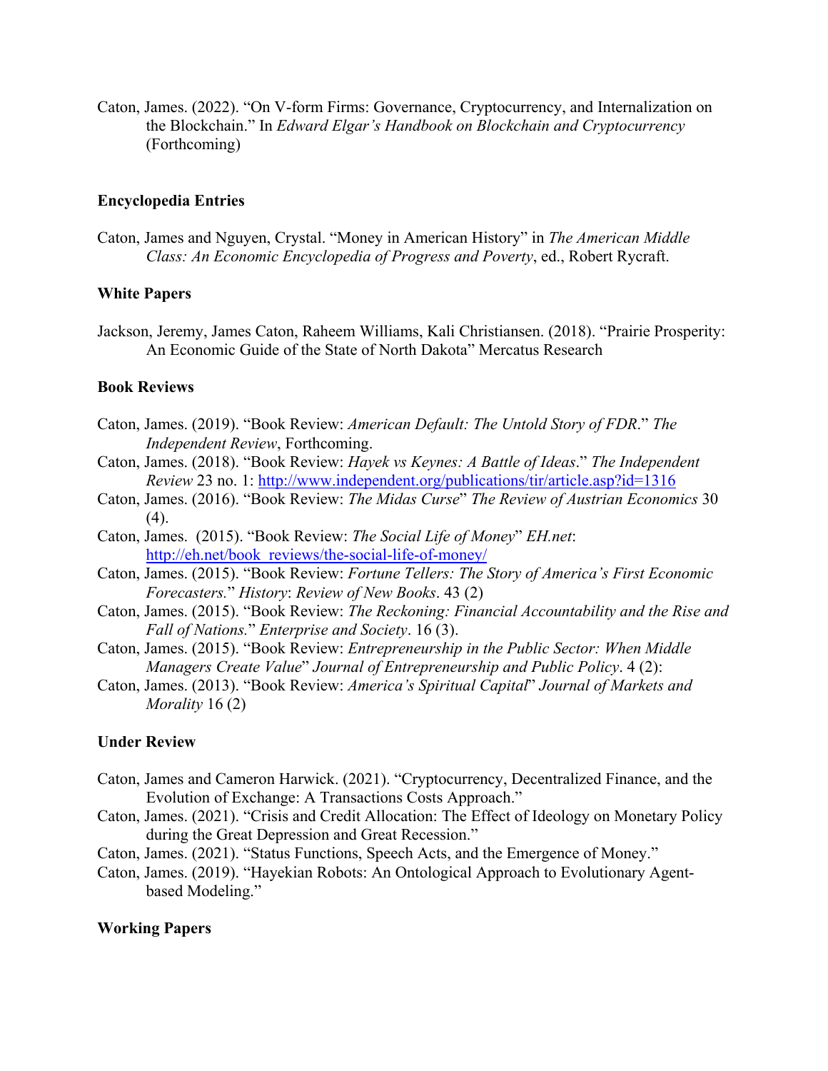Caton, James. (2022). "On V-form Firms: Governance, Cryptocurrency, and Internalization on the Blockchain." In *Edward Elgar's Handbook on Blockchain and Cryptocurrency* (Forthcoming)

### Encyclopedia Entries

Caton, James and Nguyen, Crystal. "Money in American History" in *The American Middle Class: An Economic Encyclopedia of Progress and Poverty*, ed., Robert Rycraft.

### White Papers

Jackson, Jeremy, James Caton, Raheem Williams, Kali Christiansen. (2018). "Prairie Prosperity: An Economic Guide of the State of North Dakota" Mercatus Research

### Book Reviews

Caton, James. (2019). "Book Review: *American Default: The Untold Story of FDR*." *The Independent Review*, Forthcoming.

Caton, James. (2018). "Book Review: *Hayek vs Keynes: A Battle of Ideas*." *The Independent Review* 23 no. 1: http://www.independent.org/publications/tir/article.asp?id=1316

Caton, James. (2016). "Book Review: *The Midas Curse*" *The Review of Austrian Economics* 30 (4).

Caton, James. (2015). "Book Review: *The Social Life of Money*" *EH.net*: http://eh.net/book_reviews/the-social-life-of-money/

Caton, James. (2015). "Book Review: *Fortune Tellers: The Story of America's First Economic Forecasters.*" *History*: *Review of New Books*. 43 (2)

Caton, James. (2015). "Book Review: *The Reckoning: Financial Accountability and the Rise and Fall of Nations.*" *Enterprise and Society*. 16 (3).

Caton, James. (2015). "Book Review: *Entrepreneurship in the Public Sector: When Middle Managers Create Value*" *Journal of Entrepreneurship and Public Policy*. 4 (2):

Caton, James. (2013). "Book Review: *America's Spiritual Capital*" *Journal of Markets and Morality* 16 (2)

### Under Review

Caton, James and Cameron Harwick. (2021). "Cryptocurrency, Decentralized Finance, and the Evolution of Exchange: A Transactions Costs Approach."

Caton, James. (2021). "Crisis and Credit Allocation: The Effect of Ideology on Monetary Policy during the Great Depression and Great Recession."

Caton, James. (2021). "Status Functions, Speech Acts, and the Emergence of Money."

Caton, James. (2019). "Hayekian Robots: An Ontological Approach to Evolutionary Agent-based Modeling."

### Working Papers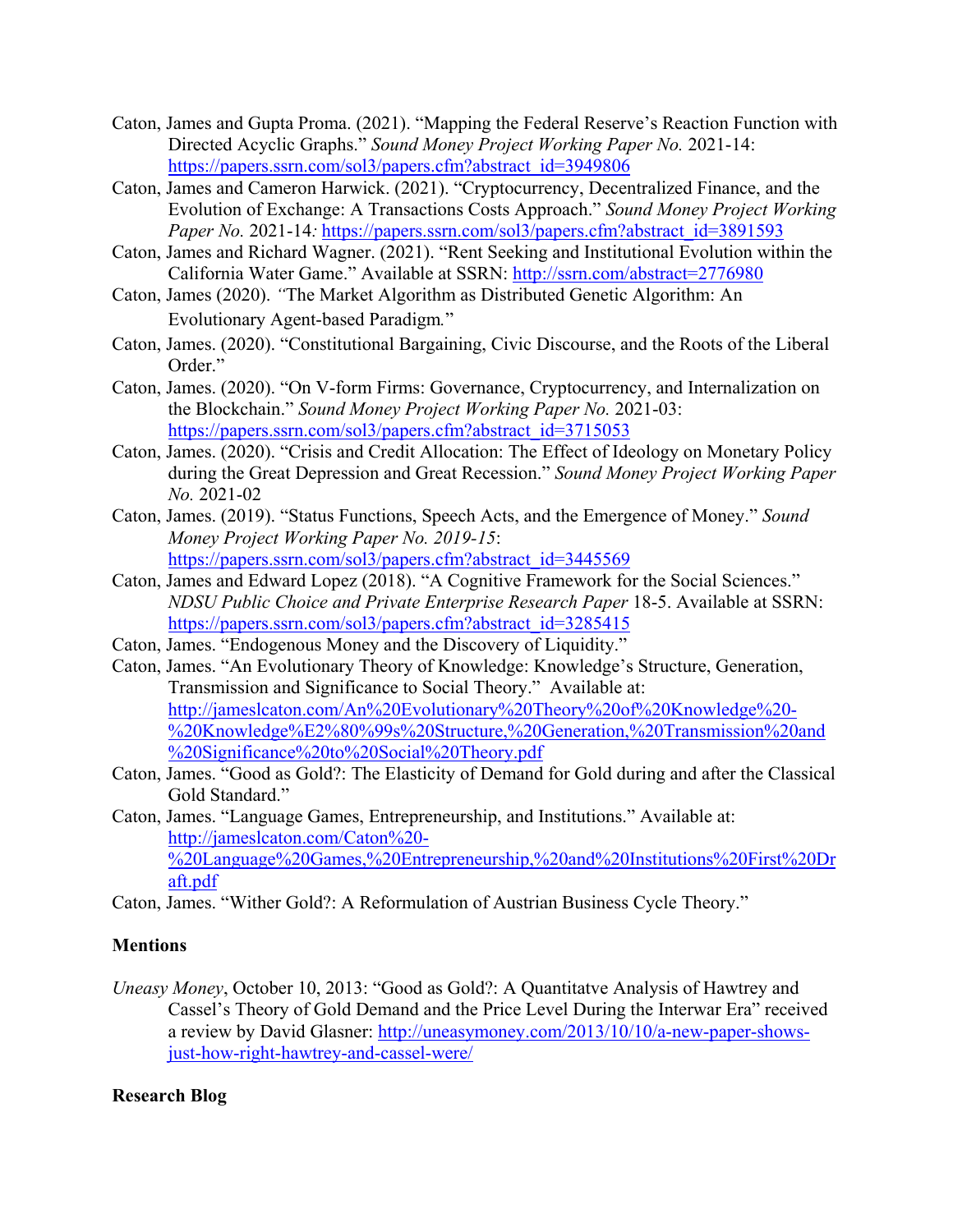Caton, James and Gupta Proma. (2021). "Mapping the Federal Reserve's Reaction Function with Directed Acyclic Graphs." *Sound Money Project Working Paper No.* 2021-14: https://papers.ssrn.com/sol3/papers.cfm?abstract_id=3949806

Caton, James and Cameron Harwick. (2021). "Cryptocurrency, Decentralized Finance, and the Evolution of Exchange: A Transactions Costs Approach." *Sound Money Project Working Paper No.* 2021-14*:* https://papers.ssrn.com/sol3/papers.cfm?abstract_id=3891593

Caton, James and Richard Wagner. (2021). "Rent Seeking and Institutional Evolution within the California Water Game." Available at SSRN: http://ssrn.com/abstract=2776980

Caton, James (2020). *"*The Market Algorithm as Distributed Genetic Algorithm: An Evolutionary Agent-based Paradigm*.*"

Caton, James. (2020). "Constitutional Bargaining, Civic Discourse, and the Roots of the Liberal Order."

Caton, James. (2020). "On V-form Firms: Governance, Cryptocurrency, and Internalization on the Blockchain." *Sound Money Project Working Paper No.* 2021-03: https://papers.ssrn.com/sol3/papers.cfm?abstract_id=3715053

Caton, James. (2020). "Crisis and Credit Allocation: The Effect of Ideology on Monetary Policy during the Great Depression and Great Recession." *Sound Money Project Working Paper No.* 2021-02

Caton, James. (2019). "Status Functions, Speech Acts, and the Emergence of Money." *Sound Money Project Working Paper No. 2019-15*: https://papers.ssrn.com/sol3/papers.cfm?abstract_id=3445569

Caton, James and Edward Lopez (2018). "A Cognitive Framework for the Social Sciences." *NDSU Public Choice and Private Enterprise Research Paper* 18-5. Available at SSRN: https://papers.ssrn.com/sol3/papers.cfm?abstract_id=3285415

Caton, James. "Endogenous Money and the Discovery of Liquidity."

Caton, James. "An Evolutionary Theory of Knowledge: Knowledge's Structure, Generation, Transmission and Significance to Social Theory." Available at: http://jameslcaton.com/An%20Evolutionary%20Theory%20of%20Knowledge%20-%20Knowledge%E2%80%99s%20Structure,%20Generation,%20Transmission%20and%20Significance%20to%20Social%20Theory.pdf

Caton, James. "Good as Gold?: The Elasticity of Demand for Gold during and after the Classical Gold Standard."

Caton, James. "Language Games, Entrepreneurship, and Institutions." Available at: http://jameslcaton.com/Caton%20-%20Language%20Games,%20Entrepreneurship,%20and%20Institutions%20First%20Draft.pdf

Caton, James. "Wither Gold?: A Reformulation of Austrian Business Cycle Theory."

**Mentions**

*Uneasy Money*, October 10, 2013: "Good as Gold?: A Quantitatve Analysis of Hawtrey and Cassel's Theory of Gold Demand and the Price Level During the Interwar Era" received a review by David Glasner: http://uneasymoney.com/2013/10/10/a-new-paper-shows-just-how-right-hawtrey-and-cassel-were/

**Research Blog**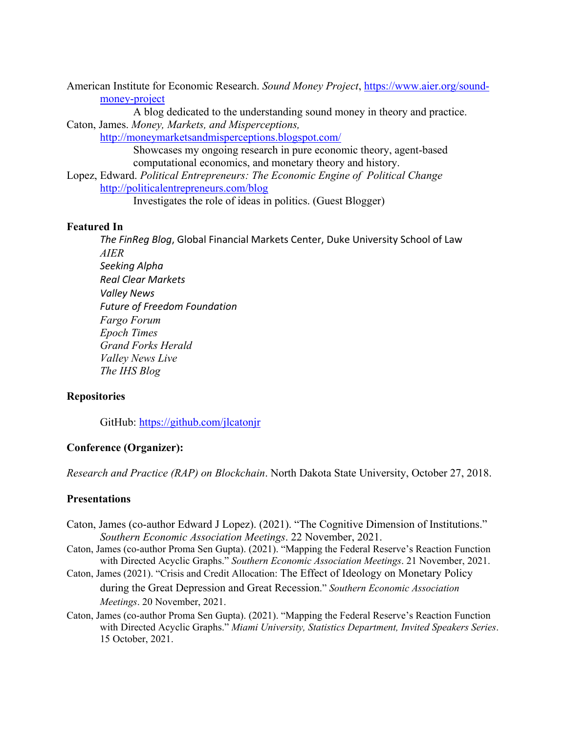American Institute for Economic Research. *Sound Money Project*, https://www.aier.org/sound-money-project

A blog dedicated to the understanding sound money in theory and practice.

Caton, James. *Money, Markets, and Misperceptions,* http://moneymarketsandmisperceptions.blogspot.com/

Showcases my ongoing research in pure economic theory, agent-based computational economics, and monetary theory and history.

Lopez, Edward. *Political Entrepreneurs: The Economic Engine of Political Change* http://politicalentrepreneurs.com/blog

Investigates the role of ideas in politics. (Guest Blogger)

**Featured In**

*The FinReg Blog*, Global Financial Markets Center, Duke University School of Law
*AIER*
*Seeking Alpha*
*Real Clear Markets*
*Valley News*
*Future of Freedom Foundation*
*Fargo Forum*
*Epoch Times*
*Grand Forks Herald*
*Valley News Live*
*The IHS Blog*

**Repositories**

GitHub: https://github.com/jlcatonjr

**Conference (Organizer):**

*Research and Practice (RAP) on Blockchain*. North Dakota State University, October 27, 2018.

**Presentations**

Caton, James (co-author Edward J Lopez). (2021). "The Cognitive Dimension of Institutions." *Southern Economic Association Meetings*. 22 November, 2021.

Caton, James (co-author Proma Sen Gupta). (2021). "Mapping the Federal Reserve's Reaction Function with Directed Acyclic Graphs." *Southern Economic Association Meetings*. 21 November, 2021.

Caton, James (2021). "Crisis and Credit Allocation: The Effect of Ideology on Monetary Policy during the Great Depression and Great Recession." *Southern Economic Association Meetings*. 20 November, 2021.

Caton, James (co-author Proma Sen Gupta). (2021). "Mapping the Federal Reserve's Reaction Function with Directed Acyclic Graphs." *Miami University, Statistics Department, Invited Speakers Series*. 15 October, 2021.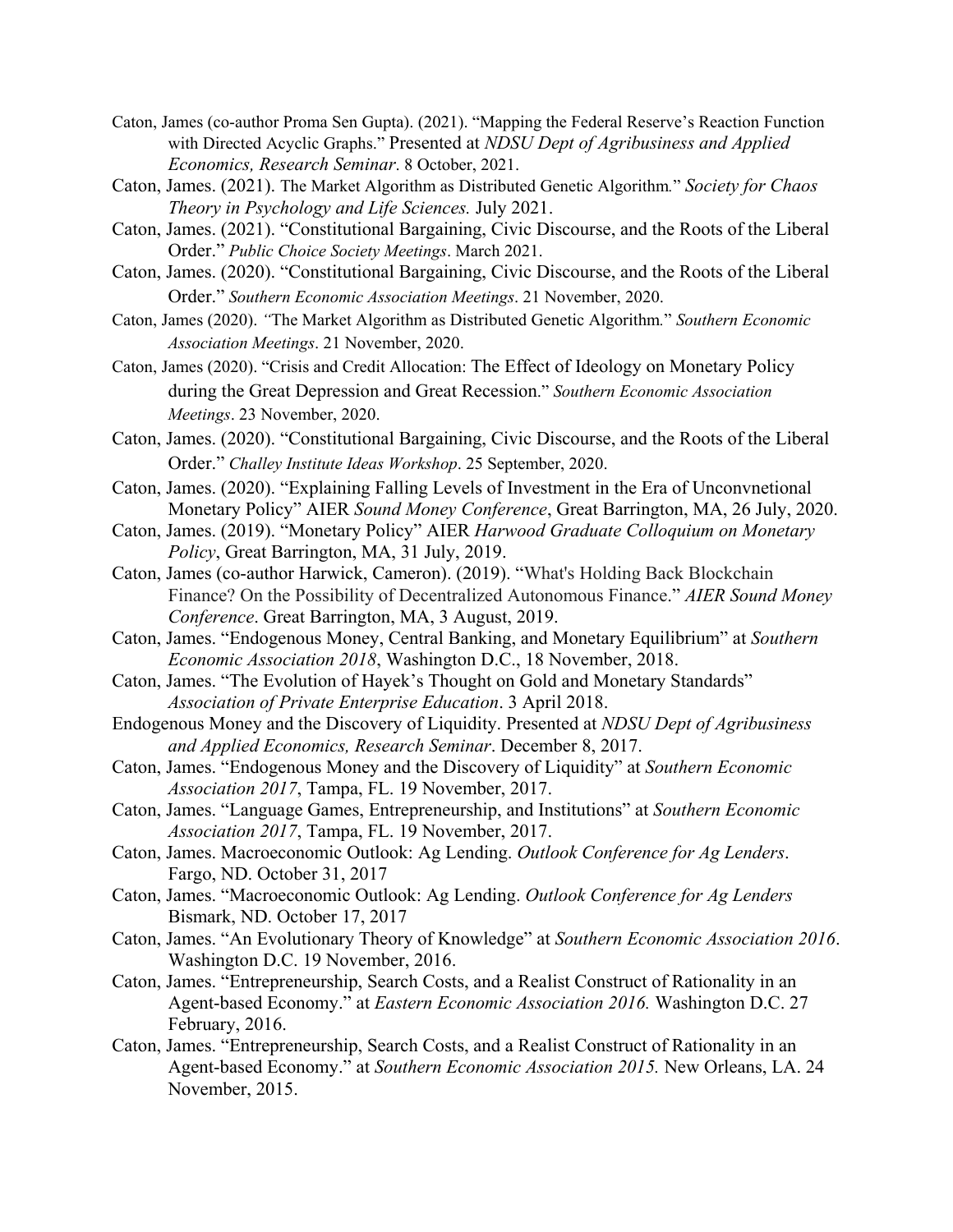Caton, James (co-author Proma Sen Gupta). (2021). "Mapping the Federal Reserve's Reaction Function with Directed Acyclic Graphs." Presented at *NDSU Dept of Agribusiness and Applied Economics, Research Seminar*. 8 October, 2021.

Caton, James. (2021). The Market Algorithm as Distributed Genetic Algorithm." *Society for Chaos Theory in Psychology and Life Sciences.* July 2021.

Caton, James. (2021). "Constitutional Bargaining, Civic Discourse, and the Roots of the Liberal Order." *Public Choice Society Meetings*. March 2021.

Caton, James. (2020). "Constitutional Bargaining, Civic Discourse, and the Roots of the Liberal Order." *Southern Economic Association Meetings*. 21 November, 2020.

Caton, James (2020). "The Market Algorithm as Distributed Genetic Algorithm." *Southern Economic Association Meetings*. 21 November, 2020.

Caton, James (2020). "Crisis and Credit Allocation: The Effect of Ideology on Monetary Policy during the Great Depression and Great Recession." *Southern Economic Association Meetings*. 23 November, 2020.

Caton, James. (2020). "Constitutional Bargaining, Civic Discourse, and the Roots of the Liberal Order." *Challey Institute Ideas Workshop*. 25 September, 2020.

Caton, James. (2020). "Explaining Falling Levels of Investment in the Era of Unconvnetional Monetary Policy" AIER *Sound Money Conference*, Great Barrington, MA, 26 July, 2020.

Caton, James. (2019). "Monetary Policy" AIER *Harwood Graduate Colloquium on Monetary Policy*, Great Barrington, MA, 31 July, 2019.

Caton, James (co-author Harwick, Cameron). (2019). "What's Holding Back Blockchain Finance? On the Possibility of Decentralized Autonomous Finance." *AIER Sound Money Conference*. Great Barrington, MA, 3 August, 2019.

Caton, James. "Endogenous Money, Central Banking, and Monetary Equilibrium" at *Southern Economic Association 2018*, Washington D.C., 18 November, 2018.

Caton, James. "The Evolution of Hayek's Thought on Gold and Monetary Standards" *Association of Private Enterprise Education*. 3 April 2018.

Endogenous Money and the Discovery of Liquidity. Presented at *NDSU Dept of Agribusiness and Applied Economics, Research Seminar*. December 8, 2017.

Caton, James. "Endogenous Money and the Discovery of Liquidity" at *Southern Economic Association 2017*, Tampa, FL. 19 November, 2017.

Caton, James. "Language Games, Entrepreneurship, and Institutions" at *Southern Economic Association 2017*, Tampa, FL. 19 November, 2017.

Caton, James. Macroeconomic Outlook: Ag Lending. *Outlook Conference for Ag Lenders*. Fargo, ND. October 31, 2017

Caton, James. "Macroeconomic Outlook: Ag Lending. *Outlook Conference for Ag Lenders* Bismark, ND. October 17, 2017

Caton, James. "An Evolutionary Theory of Knowledge" at *Southern Economic Association 2016*. Washington D.C. 19 November, 2016.

Caton, James. "Entrepreneurship, Search Costs, and a Realist Construct of Rationality in an Agent-based Economy." at *Eastern Economic Association 2016.* Washington D.C. 27 February, 2016.

Caton, James. "Entrepreneurship, Search Costs, and a Realist Construct of Rationality in an Agent-based Economy." at *Southern Economic Association 2015.* New Orleans, LA. 24 November, 2015.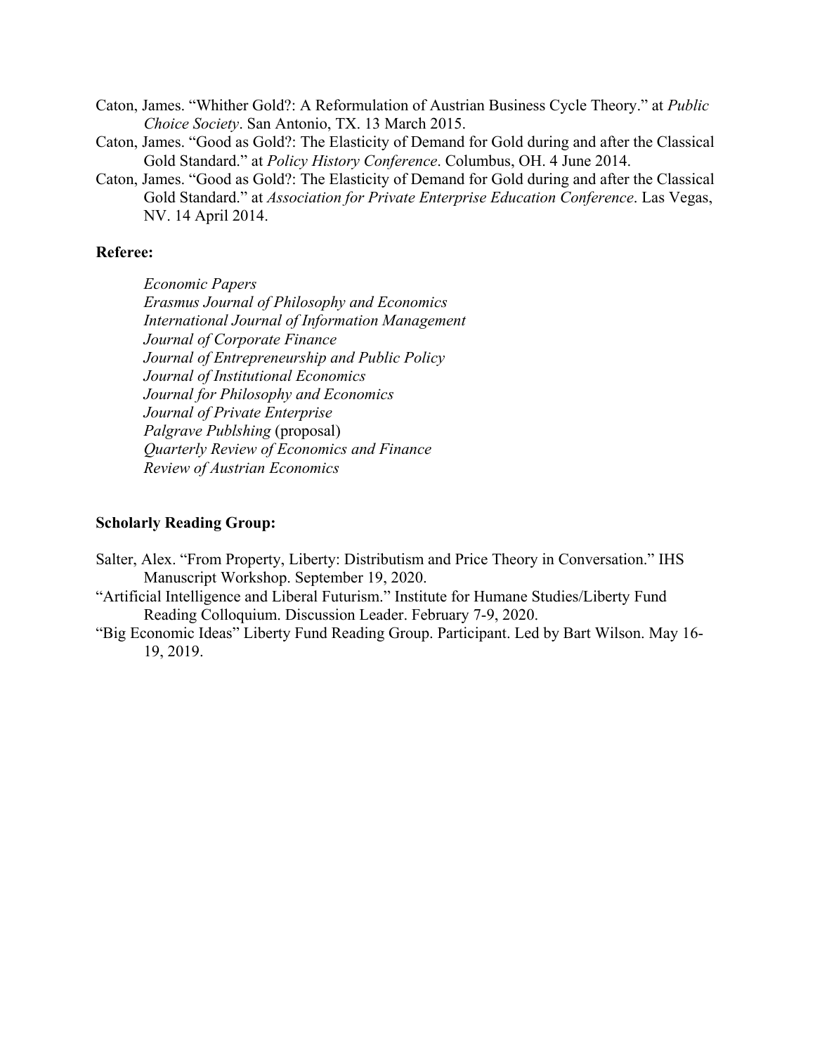Caton, James. "Whither Gold?: A Reformulation of Austrian Business Cycle Theory." at *Public Choice Society*. San Antonio, TX. 13 March 2015.

Caton, James. "Good as Gold?: The Elasticity of Demand for Gold during and after the Classical Gold Standard." at *Policy History Conference*. Columbus, OH. 4 June 2014.

Caton, James. "Good as Gold?: The Elasticity of Demand for Gold during and after the Classical Gold Standard." at *Association for Private Enterprise Education Conference*. Las Vegas, NV. 14 April 2014.

**Referee:**

*Economic Papers*
*Erasmus Journal of Philosophy and Economics*
*International Journal of Information Management*
*Journal of Corporate Finance*
*Journal of Entrepreneurship and Public Policy*
*Journal of Institutional Economics*
*Journal for Philosophy and Economics*
*Journal of Private Enterprise*
*Palgrave Publshing* (proposal)
*Quarterly Review of Economics and Finance*
*Review of Austrian Economics*

**Scholarly Reading Group:**

Salter, Alex. "From Property, Liberty: Distributism and Price Theory in Conversation." IHS Manuscript Workshop. September 19, 2020.

"Artificial Intelligence and Liberal Futurism." Institute for Humane Studies/Liberty Fund Reading Colloquium. Discussion Leader. February 7-9, 2020.

"Big Economic Ideas" Liberty Fund Reading Group. Participant. Led by Bart Wilson. May 16-19, 2019.